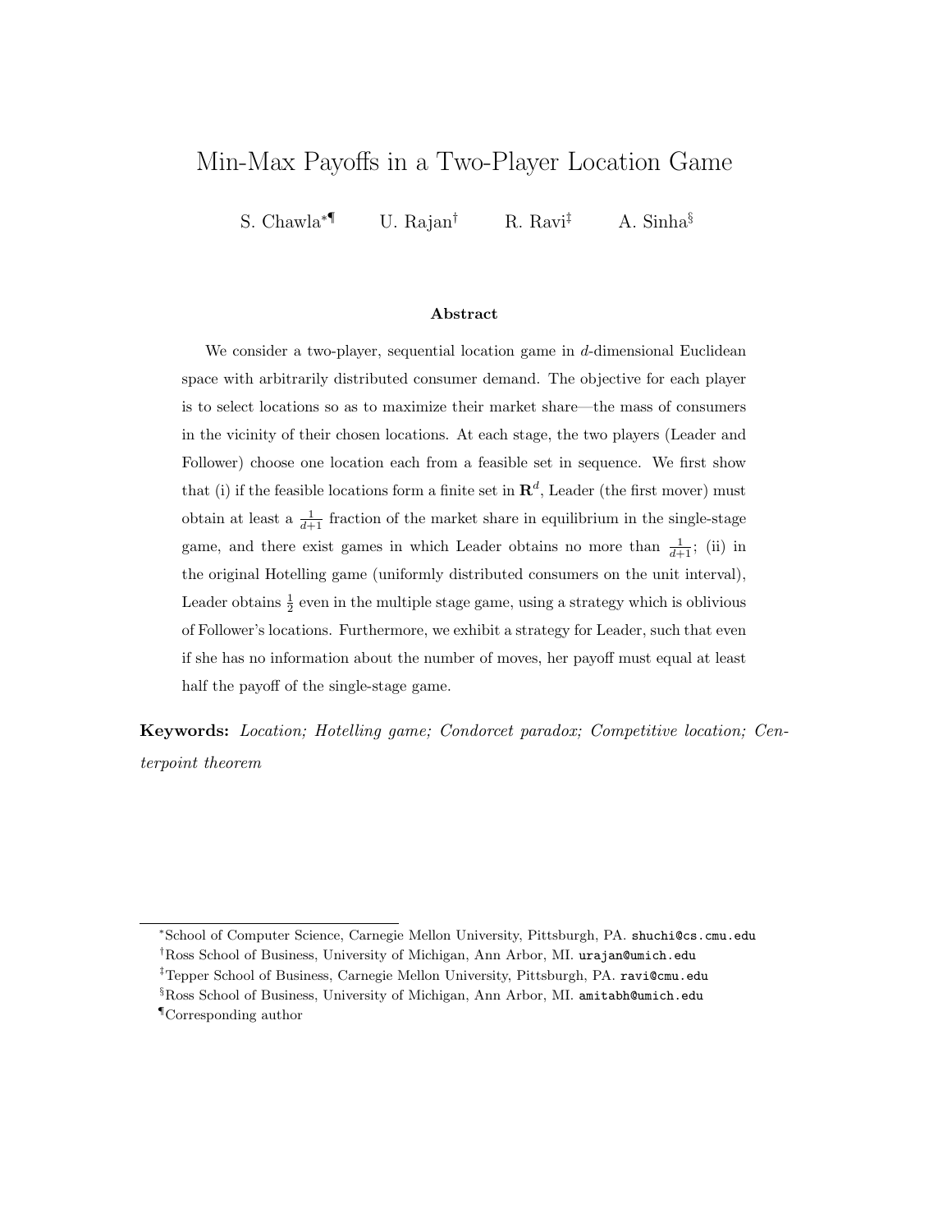# Min-Max Payoffs in a Two-Player Location Game

S. Chawla[*¶] U. Rajan[†] R. Ravi[‡] A. Sinha[§]

### Abstract

We consider a two-player, sequential location game in $d$-dimensional Euclidean space with arbitrarily distributed consumer demand. The objective for each player is to select locations so as to maximize their market share—the mass of consumers in the vicinity of their chosen locations. At each stage, the two players (Leader and Follower) choose one location each from a feasible set in sequence. We first show that (i) if the feasible locations form a finite set in $\mathbf{R}^d$, Leader (the first mover) must obtain at least a $\frac{1}{d+1}$ fraction of the market share in equilibrium in the single-stage game, and there exist games in which Leader obtains no more than $\frac{1}{d+1}$; (ii) in the original Hotelling game (uniformly distributed consumers on the unit interval), Leader obtains $\frac{1}{2}$ even in the multiple stage game, using a strategy which is oblivious of Follower's locations. Furthermore, we exhibit a strategy for Leader, such that even if she has no information about the number of moves, her payoff must equal at least half the payoff of the single-stage game.

**Keywords:** *Location; Hotelling game; Condorcet paradox; Competitive location; Centerpoint theorem*

[*] School of Computer Science, Carnegie Mellon University, Pittsburgh, PA. shuchi@cs.cmu.edu

[†] Ross School of Business, University of Michigan, Ann Arbor, MI. urajan@umich.edu

[‡] Tepper School of Business, Carnegie Mellon University, Pittsburgh, PA. ravi@cmu.edu

[§] Ross School of Business, University of Michigan, Ann Arbor, MI. amitabh@umich.edu

[¶] Corresponding author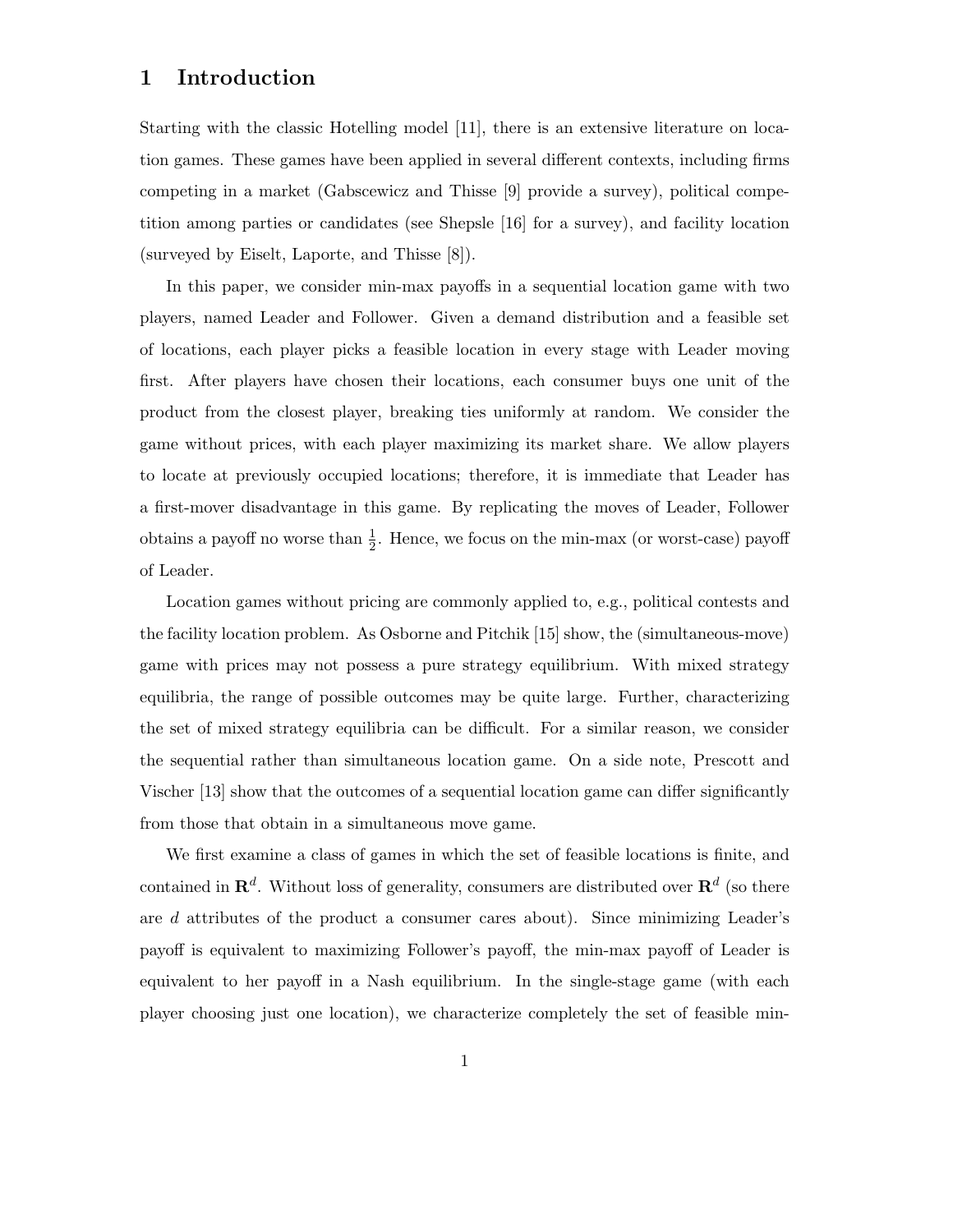# 1 Introduction

Starting with the classic Hotelling model [11], there is an extensive literature on location games. These games have been applied in several different contexts, including firms competing in a market (Gabscewicz and Thisse [9] provide a survey), political competition among parties or candidates (see Shepsle [16] for a survey), and facility location (surveyed by Eiselt, Laporte, and Thisse [8]).

In this paper, we consider min-max payoffs in a sequential location game with two players, named Leader and Follower. Given a demand distribution and a feasible set of locations, each player picks a feasible location in every stage with Leader moving first. After players have chosen their locations, each consumer buys one unit of the product from the closest player, breaking ties uniformly at random. We consider the game without prices, with each player maximizing its market share. We allow players to locate at previously occupied locations; therefore, it is immediate that Leader has a first-mover disadvantage in this game. By replicating the moves of Leader, Follower obtains a payoff no worse than $\frac{1}{2}$. Hence, we focus on the min-max (or worst-case) payoff of Leader.

Location games without pricing are commonly applied to, e.g., political contests and the facility location problem. As Osborne and Pitchik [15] show, the (simultaneous-move) game with prices may not possess a pure strategy equilibrium. With mixed strategy equilibria, the range of possible outcomes may be quite large. Further, characterizing the set of mixed strategy equilibria can be difficult. For a similar reason, we consider the sequential rather than simultaneous location game. On a side note, Prescott and Vischer [13] show that the outcomes of a sequential location game can differ significantly from those that obtain in a simultaneous move game.

We first examine a class of games in which the set of feasible locations is finite, and contained in $\mathbf{R}^d$. Without loss of generality, consumers are distributed over $\mathbf{R}^d$ (so there are $d$ attributes of the product a consumer cares about). Since minimizing Leader's payoff is equivalent to maximizing Follower's payoff, the min-max payoff of Leader is equivalent to her payoff in a Nash equilibrium. In the single-stage game (with each player choosing just one location), we characterize completely the set of feasible min-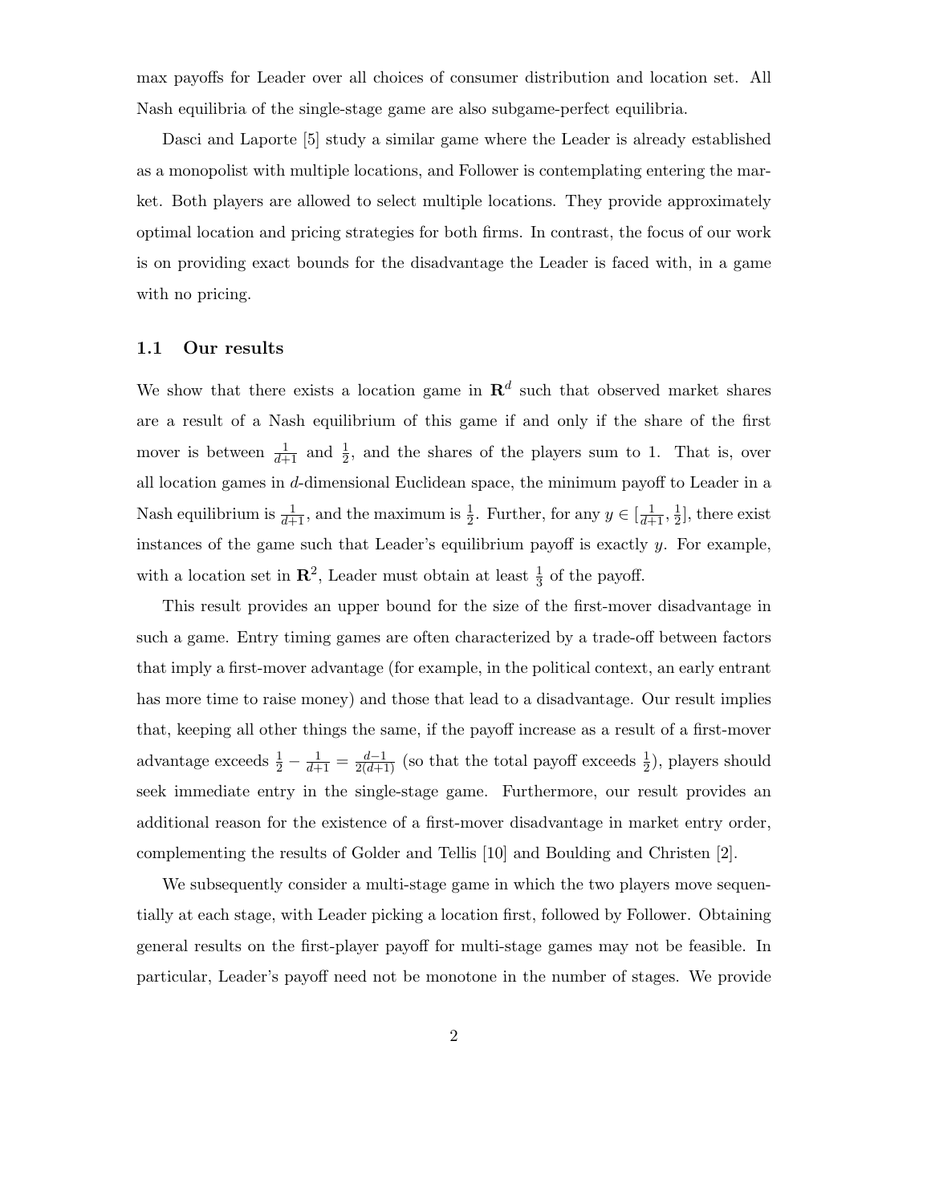max payoffs for Leader over all choices of consumer distribution and location set. All Nash equilibria of the single-stage game are also subgame-perfect equilibria.

Dasci and Laporte [5] study a similar game where the Leader is already established as a monopolist with multiple locations, and Follower is contemplating entering the market. Both players are allowed to select multiple locations. They provide approximately optimal location and pricing strategies for both firms. In contrast, the focus of our work is on providing exact bounds for the disadvantage the Leader is faced with, in a game with no pricing.

### 1.1 Our results

We show that there exists a location game in $\mathbf{R}^d$ such that observed market shares are a result of a Nash equilibrium of this game if and only if the share of the first mover is between $\frac{1}{d+1}$ and $\frac{1}{2}$, and the shares of the players sum to 1. That is, over all location games in $d$-dimensional Euclidean space, the minimum payoff to Leader in a Nash equilibrium is $\frac{1}{d+1}$, and the maximum is $\frac{1}{2}$. Further, for any $y \in [\frac{1}{d+1}, \frac{1}{2}]$, there exist instances of the game such that Leader's equilibrium payoff is exactly $y$. For example, with a location set in $\mathbf{R}^2$, Leader must obtain at least $\frac{1}{3}$ of the payoff.

This result provides an upper bound for the size of the first-mover disadvantage in such a game. Entry timing games are often characterized by a trade-off between factors that imply a first-mover advantage (for example, in the political context, an early entrant has more time to raise money) and those that lead to a disadvantage. Our result implies that, keeping all other things the same, if the payoff increase as a result of a first-mover advantage exceeds $\frac{1}{2} - \frac{1}{d+1} = \frac{d-1}{2(d+1)}$ (so that the total payoff exceeds $\frac{1}{2}$), players should seek immediate entry in the single-stage game. Furthermore, our result provides an additional reason for the existence of a first-mover disadvantage in market entry order, complementing the results of Golder and Tellis [10] and Boulding and Christen [2].

We subsequently consider a multi-stage game in which the two players move sequentially at each stage, with Leader picking a location first, followed by Follower. Obtaining general results on the first-player payoff for multi-stage games may not be feasible. In particular, Leader's payoff need not be monotone in the number of stages. We provide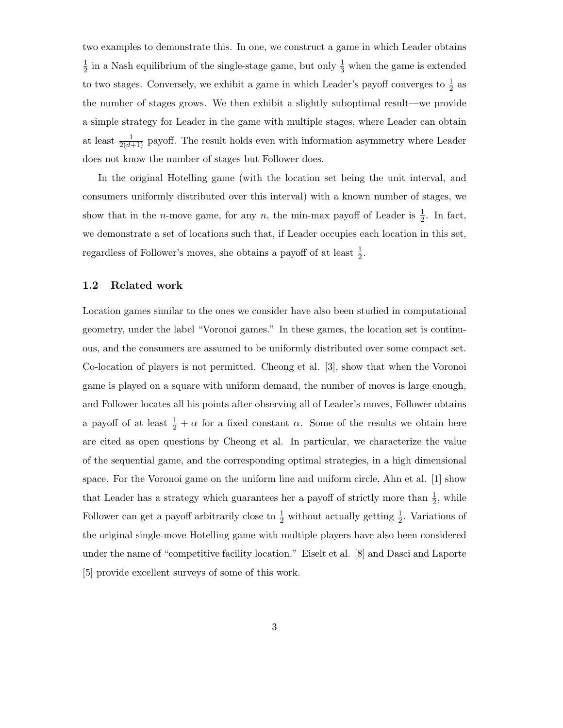two examples to demonstrate this. In one, we construct a game in which Leader obtains $\frac{1}{2}$ in a Nash equilibrium of the single-stage game, but only $\frac{1}{3}$ when the game is extended to two stages. Conversely, we exhibit a game in which Leader's payoff converges to $\frac{1}{2}$ as the number of stages grows. We then exhibit a slightly suboptimal result—we provide a simple strategy for Leader in the game with multiple stages, where Leader can obtain at least $\frac{1}{2(d+1)}$ payoff. The result holds even with information asymmetry where Leader does not know the number of stages but Follower does.

In the original Hotelling game (with the location set being the unit interval, and consumers uniformly distributed over this interval) with a known number of stages, we show that in the $n$-move game, for any $n$, the min-max payoff of Leader is $\frac{1}{2}$. In fact, we demonstrate a set of locations such that, if Leader occupies each location in this set, regardless of Follower's moves, she obtains a payoff of at least $\frac{1}{2}$.

### 1.2 Related work

Location games similar to the ones we consider have also been studied in computational geometry, under the label "Voronoi games." In these games, the location set is continuous, and the consumers are assumed to be uniformly distributed over some compact set. Co-location of players is not permitted. Cheong et al. [3], show that when the Voronoi game is played on a square with uniform demand, the number of moves is large enough, and Follower locates all his points after observing all of Leader's moves, Follower obtains a payoff of at least $\frac{1}{2} + \alpha$ for a fixed constant $\alpha$. Some of the results we obtain here are cited as open questions by Cheong et al. In particular, we characterize the value of the sequential game, and the corresponding optimal strategies, in a high dimensional space. For the Voronoi game on the uniform line and uniform circle, Ahn et al. [1] show that Leader has a strategy which guarantees her a payoff of strictly more than $\frac{1}{2}$, while Follower can get a payoff arbitrarily close to $\frac{1}{2}$ without actually getting $\frac{1}{2}$. Variations of the original single-move Hotelling game with multiple players have also been considered under the name of "competitive facility location." Eiselt et al. [8] and Dasci and Laporte [5] provide excellent surveys of some of this work.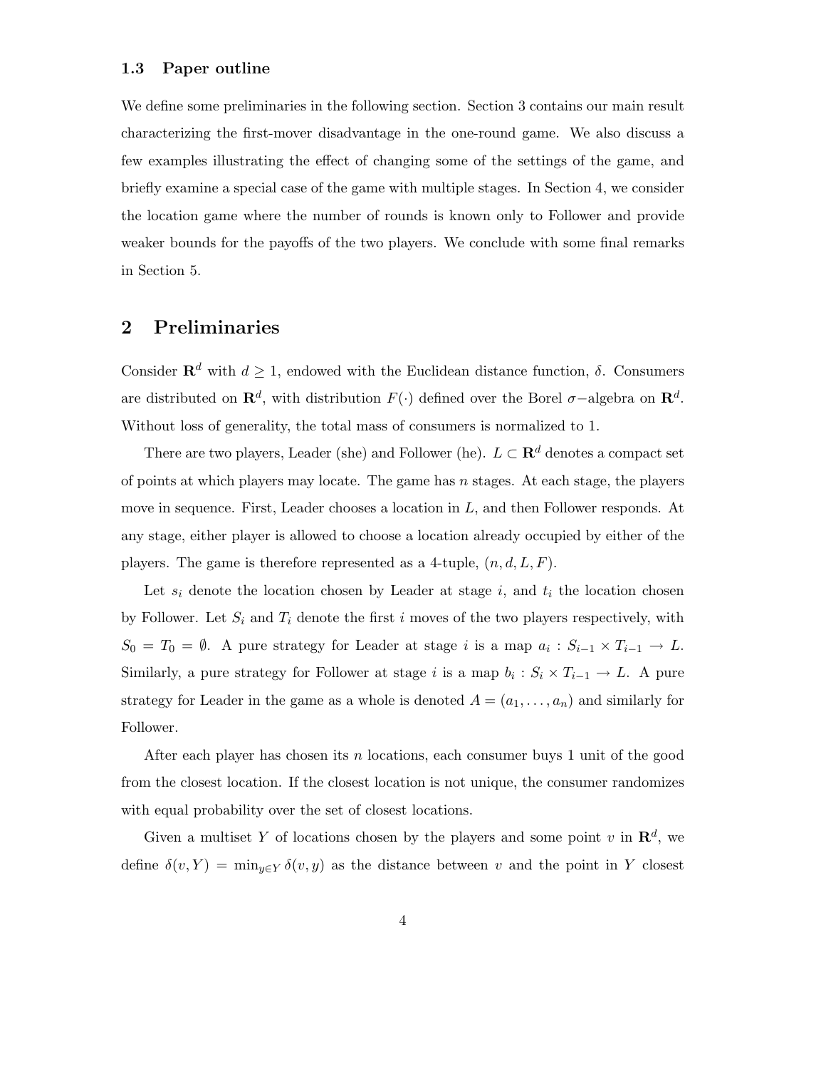### 1.3 Paper outline

We define some preliminaries in the following section. Section 3 contains our main result characterizing the first-mover disadvantage in the one-round game. We also discuss a few examples illustrating the effect of changing some of the settings of the game, and briefly examine a special case of the game with multiple stages. In Section 4, we consider the location game where the number of rounds is known only to Follower and provide weaker bounds for the payoffs of the two players. We conclude with some final remarks in Section 5.

## 2 Preliminaries

Consider $\mathbf{R}^d$ with $d \geq 1$, endowed with the Euclidean distance function, $\delta$. Consumers are distributed on $\mathbf{R}^d$, with distribution $F(\cdot)$ defined over the Borel $\sigma-$algebra on $\mathbf{R}^d$. Without loss of generality, the total mass of consumers is normalized to 1.

There are two players, Leader (she) and Follower (he). $L \subset \mathbf{R}^d$ denotes a compact set of points at which players may locate. The game has $n$ stages. At each stage, the players move in sequence. First, Leader chooses a location in $L$, and then Follower responds. At any stage, either player is allowed to choose a location already occupied by either of the players. The game is therefore represented as a 4-tuple, $(n, d, L, F)$.

Let $s_i$ denote the location chosen by Leader at stage $i$, and $t_i$ the location chosen by Follower. Let $S_i$ and $T_i$ denote the first $i$ moves of the two players respectively, with $S_0 = T_0 = \emptyset$. A pure strategy for Leader at stage $i$ is a map $a_i : S_{i-1} \times T_{i-1} \to L$. Similarly, a pure strategy for Follower at stage $i$ is a map $b_i : S_i \times T_{i-1} \to L$. A pure strategy for Leader in the game as a whole is denoted $A = (a_1, \ldots, a_n)$ and similarly for Follower.

After each player has chosen its $n$ locations, each consumer buys 1 unit of the good from the closest location. If the closest location is not unique, the consumer randomizes with equal probability over the set of closest locations.

Given a multiset $Y$ of locations chosen by the players and some point $v$ in $\mathbf{R}^d$, we define $\delta(v, Y) = \min_{y \in Y} \delta(v, y)$ as the distance between $v$ and the point in $Y$ closest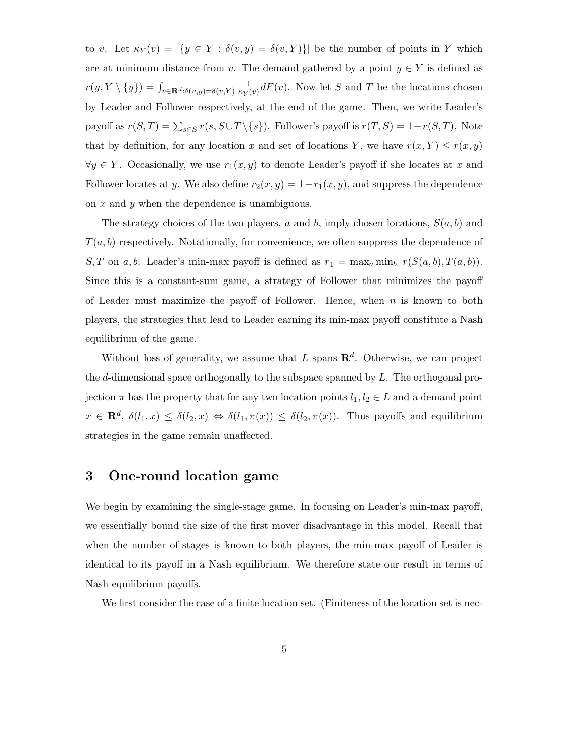to $v$. Let $\kappa_Y(v) = |\{y \in Y : \delta(v, y) = \delta(v, Y)\}|$ be the number of points in $Y$ which are at minimum distance from $v$. The demand gathered by a point $y \in Y$ is defined as $r(y, Y \setminus \{y\}) = \int_{v \in \mathbf{R}^d : \delta(v,y) = \delta(v,Y)} \frac{1}{\kappa_Y(v)} dF(v)$. Now let $S$ and $T$ be the locations chosen by Leader and Follower respectively, at the end of the game. Then, we write Leader's payoff as $r(S, T) = \sum_{s \in S} r(s, S \cup T \setminus \{s\})$. Follower's payoff is $r(T, S) = 1 - r(S, T)$. Note that by definition, for any location $x$ and set of locations $Y$, we have $r(x, Y) \leq r(x, y)$ $\forall y \in Y$. Occasionally, we use $r_1(x, y)$ to denote Leader's payoff if she locates at $x$ and Follower locates at $y$. We also define $r_2(x, y) = 1 - r_1(x, y)$, and suppress the dependence on $x$ and $y$ when the dependence is unambiguous.

The strategy choices of the two players, $a$ and $b$, imply chosen locations, $S(a, b)$ and $T(a, b)$ respectively. Notationally, for convenience, we often suppress the dependence of $S, T$ on $a, b$. Leader's min-max payoff is defined as $\underline{r}_1 = \max_a \min_b \ r(S(a, b), T(a, b))$. Since this is a constant-sum game, a strategy of Follower that minimizes the payoff of Leader must maximize the payoff of Follower. Hence, when $n$ is known to both players, the strategies that lead to Leader earning its min-max payoff constitute a Nash equilibrium of the game.

Without loss of generality, we assume that $L$ spans $\mathbf{R}^d$. Otherwise, we can project the $d$-dimensional space orthogonally to the subspace spanned by $L$. The orthogonal projection $\pi$ has the property that for any two location points $l_1, l_2 \in L$ and a demand point $x \in \mathbf{R}^d$, $\delta(l_1, x) \leq \delta(l_2, x) \Leftrightarrow \delta(l_1, \pi(x)) \leq \delta(l_2, \pi(x))$. Thus payoffs and equilibrium strategies in the game remain unaffected.

## 3 One-round location game

We begin by examining the single-stage game. In focusing on Leader's min-max payoff, we essentially bound the size of the first mover disadvantage in this model. Recall that when the number of stages is known to both players, the min-max payoff of Leader is identical to its payoff in a Nash equilibrium. We therefore state our result in terms of Nash equilibrium payoffs.

We first consider the case of a finite location set. (Finiteness of the location set is nec-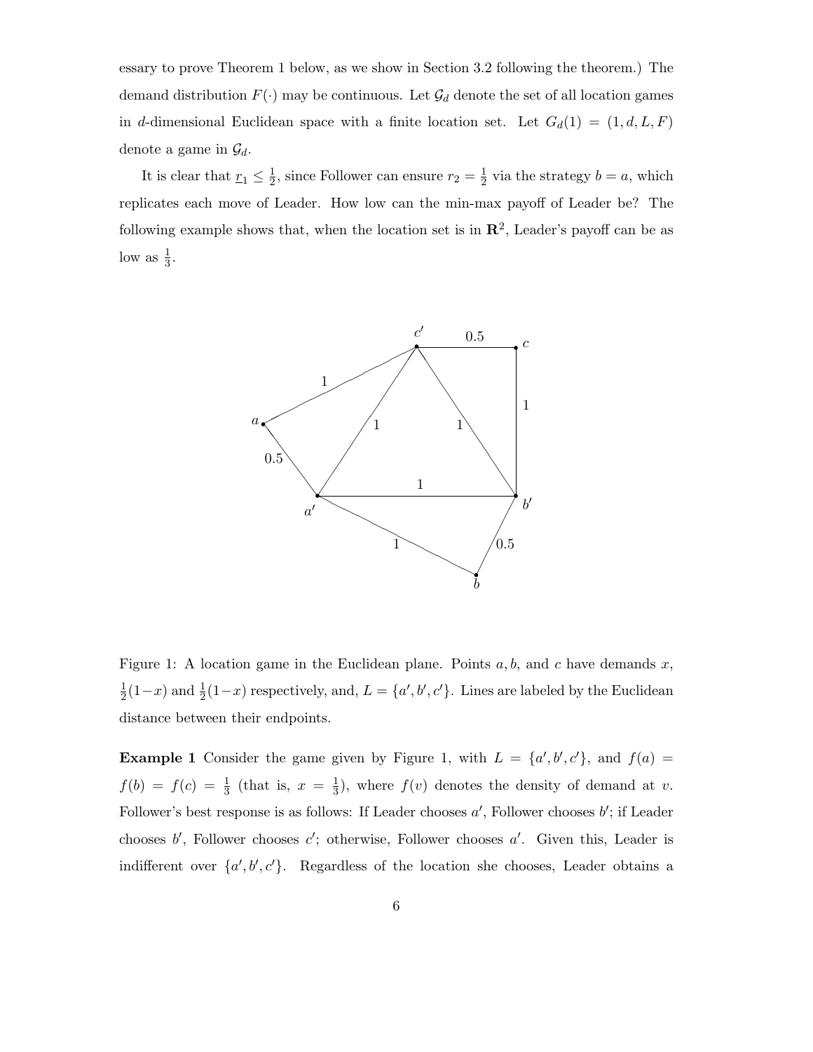essary to prove Theorem 1 below, as we show in Section 3.2 following the theorem.) The demand distribution $F(\cdot)$ may be continuous. Let $\mathcal{G}_d$ denote the set of all location games in $d$-dimensional Euclidean space with a finite location set. Let $G_d(1) = (1, d, L, F)$ denote a game in $\mathcal{G}_d$.

It is clear that $\underline{r}_1 \leq \frac{1}{2}$, since Follower can ensure $r_2 = \frac{1}{2}$ via the strategy $b = a$, which replicates each move of Leader. How low can the min-max payoff of Leader be? The following example shows that, when the location set is in $\mathbf{R}^2$, Leader's payoff can be as low as $\frac{1}{3}$.

Figure 1: A location game in the Euclidean plane. Points $a, b$, and $c$ have demands $x$, $\frac{1}{2}(1-x)$ and $\frac{1}{2}(1-x)$ respectively, and, $L = \{a', b', c'\}$. Lines are labeled by the Euclidean distance between their endpoints.

**Example 1** Consider the game given by Figure 1, with $L = \{a', b', c'\}$, and $f(a) = f(b) = f(c) = \frac{1}{3}$ (that is, $x = \frac{1}{3}$), where $f(v)$ denotes the density of demand at $v$. Follower's best response is as follows: If Leader chooses $a'$, Follower chooses $b'$; if Leader chooses $b'$, Follower chooses $c'$; otherwise, Follower chooses $a'$. Given this, Leader is indifferent over $\{a', b', c'\}$. Regardless of the location she chooses, Leader obtains a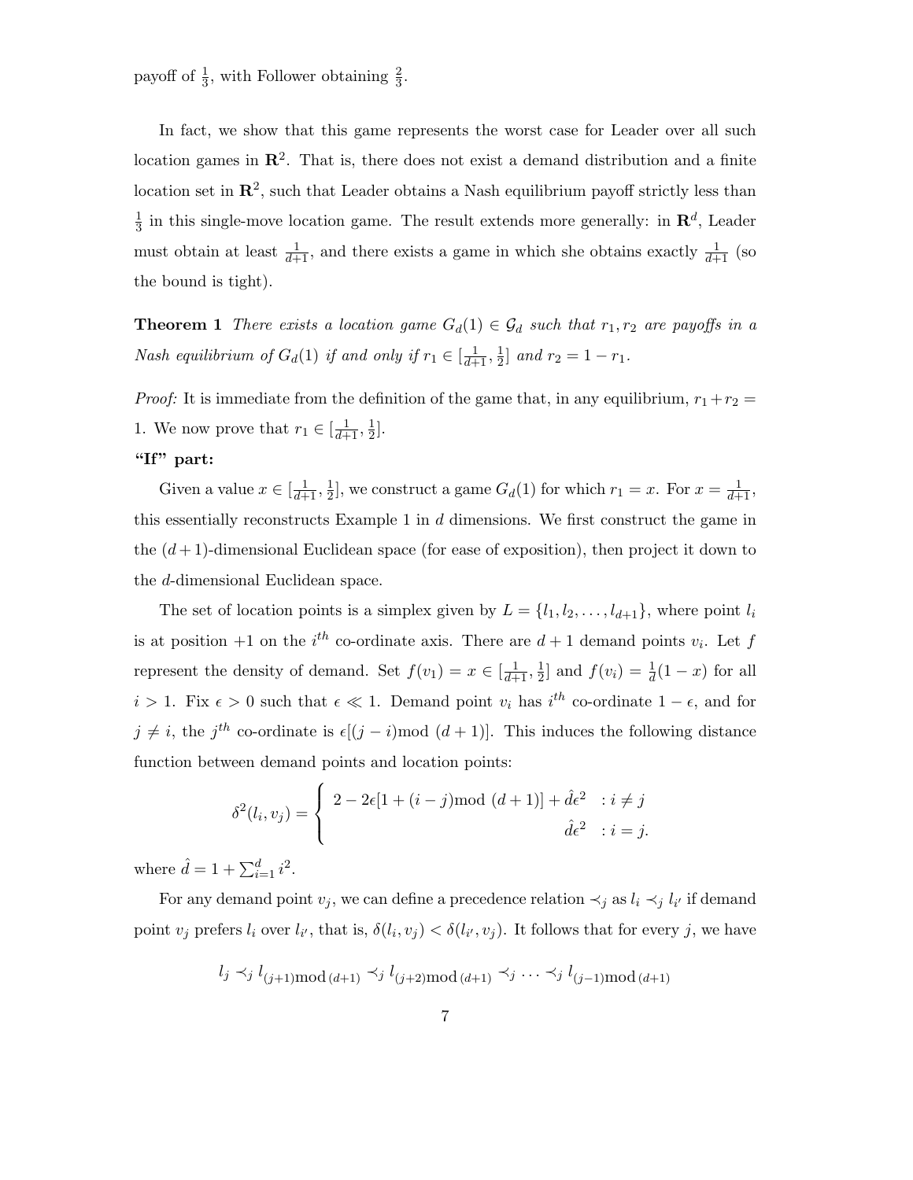payoff of $\frac{1}{3}$, with Follower obtaining $\frac{2}{3}$.

In fact, we show that this game represents the worst case for Leader over all such location games in $\mathbf{R}^2$. That is, there does not exist a demand distribution and a finite location set in $\mathbf{R}^2$, such that Leader obtains a Nash equilibrium payoff strictly less than $\frac{1}{3}$ in this single-move location game. The result extends more generally: in $\mathbf{R}^d$, Leader must obtain at least $\frac{1}{d+1}$, and there exists a game in which she obtains exactly $\frac{1}{d+1}$ (so the bound is tight).

**Theorem 1** *There exists a location game $G_d(1) \in \mathcal{G}_d$ such that $r_1, r_2$ are payoffs in a Nash equilibrium of $G_d(1)$ if and only if $r_1 \in [\frac{1}{d+1}, \frac{1}{2}]$ and $r_2 = 1 - r_1$.*

*Proof:* It is immediate from the definition of the game that, in any equilibrium, $r_1 + r_2 = 1$. We now prove that $r_1 \in [\frac{1}{d+1}, \frac{1}{2}]$.

**"If" part:**

Given a value $x \in [\frac{1}{d+1}, \frac{1}{2}]$, we construct a game $G_d(1)$ for which $r_1 = x$. For $x = \frac{1}{d+1}$, this essentially reconstructs Example 1 in $d$ dimensions. We first construct the game in the $(d+1)$-dimensional Euclidean space (for ease of exposition), then project it down to the $d$-dimensional Euclidean space.

The set of location points is a simplex given by $L = \{l_1, l_2, \ldots, l_{d+1}\}$, where point $l_i$ is at position $+1$ on the $i^{th}$ co-ordinate axis. There are $d+1$ demand points $v_i$. Let $f$ represent the density of demand. Set $f(v_1) = x \in [\frac{1}{d+1}, \frac{1}{2}]$ and $f(v_i) = \frac{1}{d}(1-x)$ for all $i > 1$. Fix $\epsilon > 0$ such that $\epsilon \ll 1$. Demand point $v_i$ has $i^{th}$ co-ordinate $1 - \epsilon$, and for $j \neq i$, the $j^{th}$ co-ordinate is $\epsilon[(j-i) \text{mod } (d+1)]$. This induces the following distance function between demand points and location points:

$$\delta^2(l_i, v_j) = \begin{cases} 2 - 2\epsilon[1 + (i-j) \text{mod } (d+1)] + \hat{d}\epsilon^2 & : i \neq j \\ \hat{d}\epsilon^2 & : i = j. \end{cases}$$

where $\hat{d} = 1 + \sum_{i=1}^{d} i^2$.

For any demand point $v_j$, we can define a precedence relation $\prec_j$ as $l_i \prec_j l_{i'}$ if demand point $v_j$ prefers $l_i$ over $l_{i'}$, that is, $\delta(l_i, v_j) < \delta(l_{i'}, v_j)$. It follows that for every $j$, we have

$$l_j \prec_j l_{(j+1) \text{mod } (d+1)} \prec_j l_{(j+2) \text{mod } (d+1)} \prec_j \cdots \prec_j l_{(j-1) \text{mod } (d+1)}$$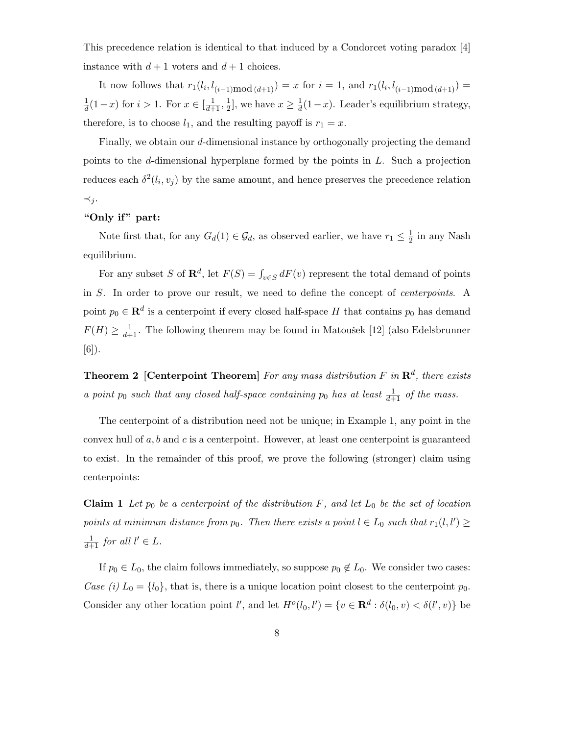This precedence relation is identical to that induced by a Condorcet voting paradox [4] instance with $d+1$ voters and $d+1$ choices.

It now follows that $r_1(l_i, l_{(i-1) \bmod (d+1)}) = x$ for $i = 1$, and $r_1(l_i, l_{(i-1) \bmod (d+1)}) = \frac{1}{d}(1-x)$ for $i > 1$. For $x \in [\frac{1}{d+1}, \frac{1}{2}]$, we have $x \geq \frac{1}{d}(1-x)$. Leader's equilibrium strategy, therefore, is to choose $l_1$, and the resulting payoff is $r_1 = x$.

Finally, we obtain our $d$-dimensional instance by orthogonally projecting the demand points to the $d$-dimensional hyperplane formed by the points in $L$. Such a projection reduces each $\delta^2(l_i, v_j)$ by the same amount, and hence preserves the precedence relation $\prec_j$.

**"Only if" part:**

Note first that, for any $G_d(1) \in \mathcal{G}_d$, as observed earlier, we have $r_1 \leq \frac{1}{2}$ in any Nash equilibrium.

For any subset $S$ of $\mathbf{R}^d$, let $F(S) = \int_{v \in S} dF(v)$ represent the total demand of points in $S$. In order to prove our result, we need to define the concept of *centerpoints*. A point $p_0 \in \mathbf{R}^d$ is a centerpoint if every closed half-space $H$ that contains $p_0$ has demand $F(H) \geq \frac{1}{d+1}$. The following theorem may be found in Matoušek [12] (also Edelsbrunner [6]).

**Theorem 2 [Centerpoint Theorem]** *For any mass distribution $F$ in $\mathbf{R}^d$, there exists a point $p_0$ such that any closed half-space containing $p_0$ has at least $\frac{1}{d+1}$ of the mass.*

The centerpoint of a distribution need not be unique; in Example 1, any point in the convex hull of $a, b$ and $c$ is a centerpoint. However, at least one centerpoint is guaranteed to exist. In the remainder of this proof, we prove the following (stronger) claim using centerpoints:

**Claim 1** *Let $p_0$ be a centerpoint of the distribution $F$, and let $L_0$ be the set of location points at minimum distance from $p_0$. Then there exists a point $l \in L_0$ such that $r_1(l, l') \geq \frac{1}{d+1}$ for all $l' \in L$.*

If $p_0 \in L_0$, the claim follows immediately, so suppose $p_0 \notin L_0$. We consider two cases: *Case (i)* $L_0 = \{l_0\}$, that is, there is a unique location point closest to the centerpoint $p_0$. Consider any other location point $l'$, and let $H^o(l_0, l') = \{v \in \mathbf{R}^d : \delta(l_0, v) < \delta(l', v)\}$ be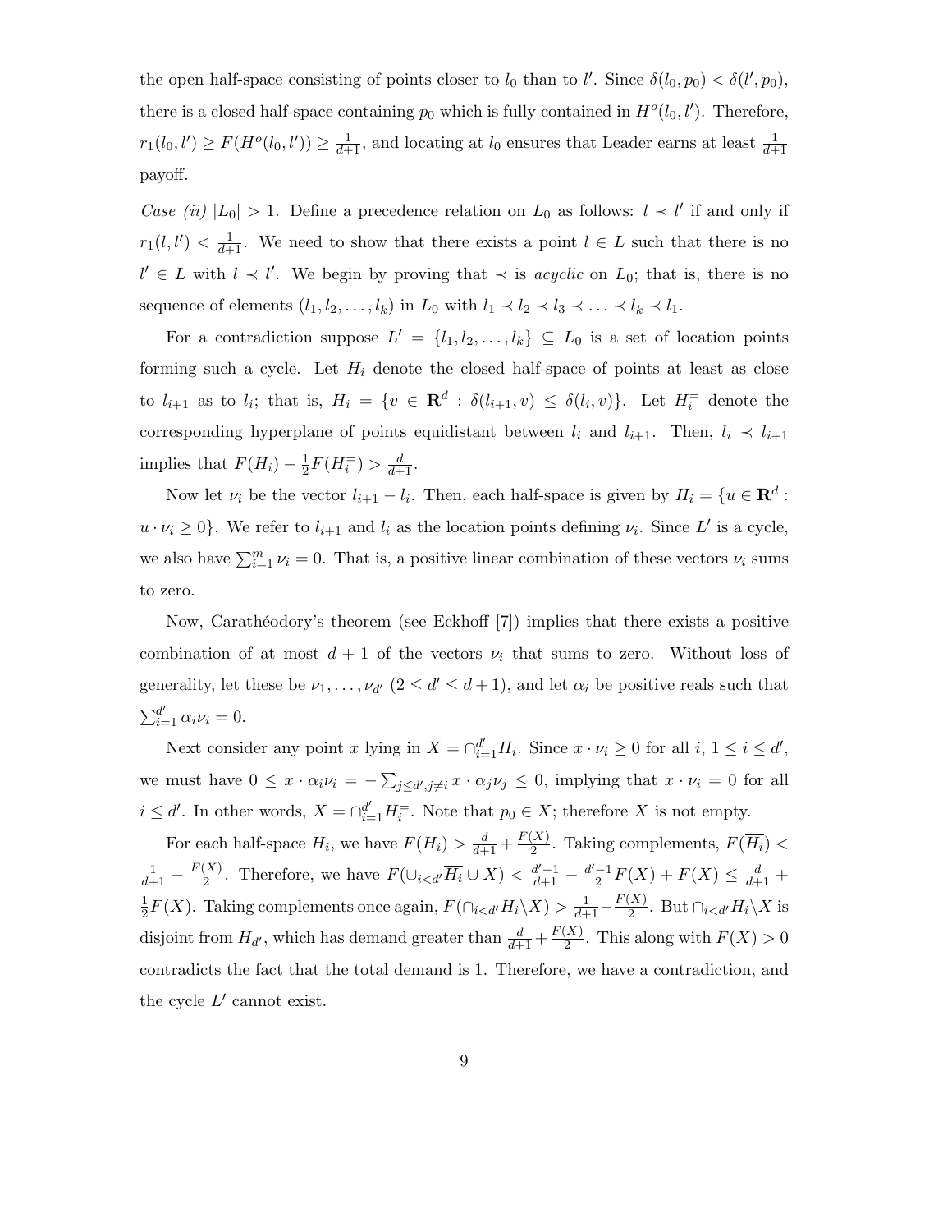the open half-space consisting of points closer to $l_0$ than to $l'$. Since $\delta(l_0, p_0) < \delta(l', p_0)$, there is a closed half-space containing $p_0$ which is fully contained in $H^o(l_0, l')$. Therefore, $r_1(l_0, l') \geq F(H^o(l_0, l')) \geq \frac{1}{d+1}$, and locating at $l_0$ ensures that Leader earns at least $\frac{1}{d+1}$ payoff.

*Case (ii)* $|L_0| > 1$. Define a precedence relation on $L_0$ as follows: $l \prec l'$ if and only if $r_1(l, l') < \frac{1}{d+1}$. We need to show that there exists a point $l \in L$ such that there is no $l' \in L$ with $l \prec l'$. We begin by proving that $\prec$ is *acyclic* on $L_0$; that is, there is no sequence of elements $(l_1, l_2, \ldots, l_k)$ in $L_0$ with $l_1 \prec l_2 \prec l_3 \prec \ldots \prec l_k \prec l_1$.

For a contradiction suppose $L' = \{l_1, l_2, \ldots, l_k\} \subseteq L_0$ is a set of location points forming such a cycle. Let $H_i$ denote the closed half-space of points at least as close to $l_{i+1}$ as to $l_i$; that is, $H_i = \{v \in \mathbf{R}^d : \delta(l_{i+1}, v) \leq \delta(l_i, v)\}$. Let $H_i^=$ denote the corresponding hyperplane of points equidistant between $l_i$ and $l_{i+1}$. Then, $l_i \prec l_{i+1}$ implies that $F(H_i) - \frac{1}{2}F(H_i^=) > \frac{d}{d+1}$.

Now let $\nu_i$ be the vector $l_{i+1} - l_i$. Then, each half-space is given by $H_i = \{u \in \mathbf{R}^d : u \cdot \nu_i \geq 0\}$. We refer to $l_{i+1}$ and $l_i$ as the location points defining $\nu_i$. Since $L'$ is a cycle, we also have $\sum_{i=1}^{m} \nu_i = 0$. That is, a positive linear combination of these vectors $\nu_i$ sums to zero.

Now, Carathéodory's theorem (see Eckhoff [7]) implies that there exists a positive combination of at most $d+1$ of the vectors $\nu_i$ that sums to zero. Without loss of generality, let these be $\nu_1, \ldots, \nu_{d'}$ ($2 \leq d' \leq d+1$), and let $\alpha_i$ be positive reals such that $\sum_{i=1}^{d'} \alpha_i \nu_i = 0$.

Next consider any point $x$ lying in $X = \cap_{i=1}^{d'} H_i$. Since $x \cdot \nu_i \geq 0$ for all $i$, $1 \leq i \leq d'$, we must have $0 \leq x \cdot \alpha_i \nu_i = -\sum_{j \leq d', j \neq i} x \cdot \alpha_j \nu_j \leq 0$, implying that $x \cdot \nu_i = 0$ for all $i \leq d'$. In other words, $X = \cap_{i=1}^{d'} H_i^=$. Note that $p_0 \in X$; therefore $X$ is not empty.

For each half-space $H_i$, we have $F(H_i) > \frac{d}{d+1} + \frac{F(X)}{2}$. Taking complements, $F(\overline{H_i}) < \frac{1}{d+1} - \frac{F(X)}{2}$. Therefore, we have $F(\cup_{i<d'} \overline{H_i} \cup X) < \frac{d'-1}{d+1} - \frac{d'-1}{2}F(X) + F(X) \leq \frac{d}{d+1} + \frac{1}{2}F(X)$. Taking complements once again, $F(\cap_{i<d'} H_i \backslash X) > \frac{1}{d+1} - \frac{F(X)}{2}$. But $\cap_{i<d'} H_i \backslash X$ is disjoint from $H_{d'}$, which has demand greater than $\frac{d}{d+1} + \frac{F(X)}{2}$. This along with $F(X) > 0$ contradicts the fact that the total demand is 1. Therefore, we have a contradiction, and the cycle $L'$ cannot exist.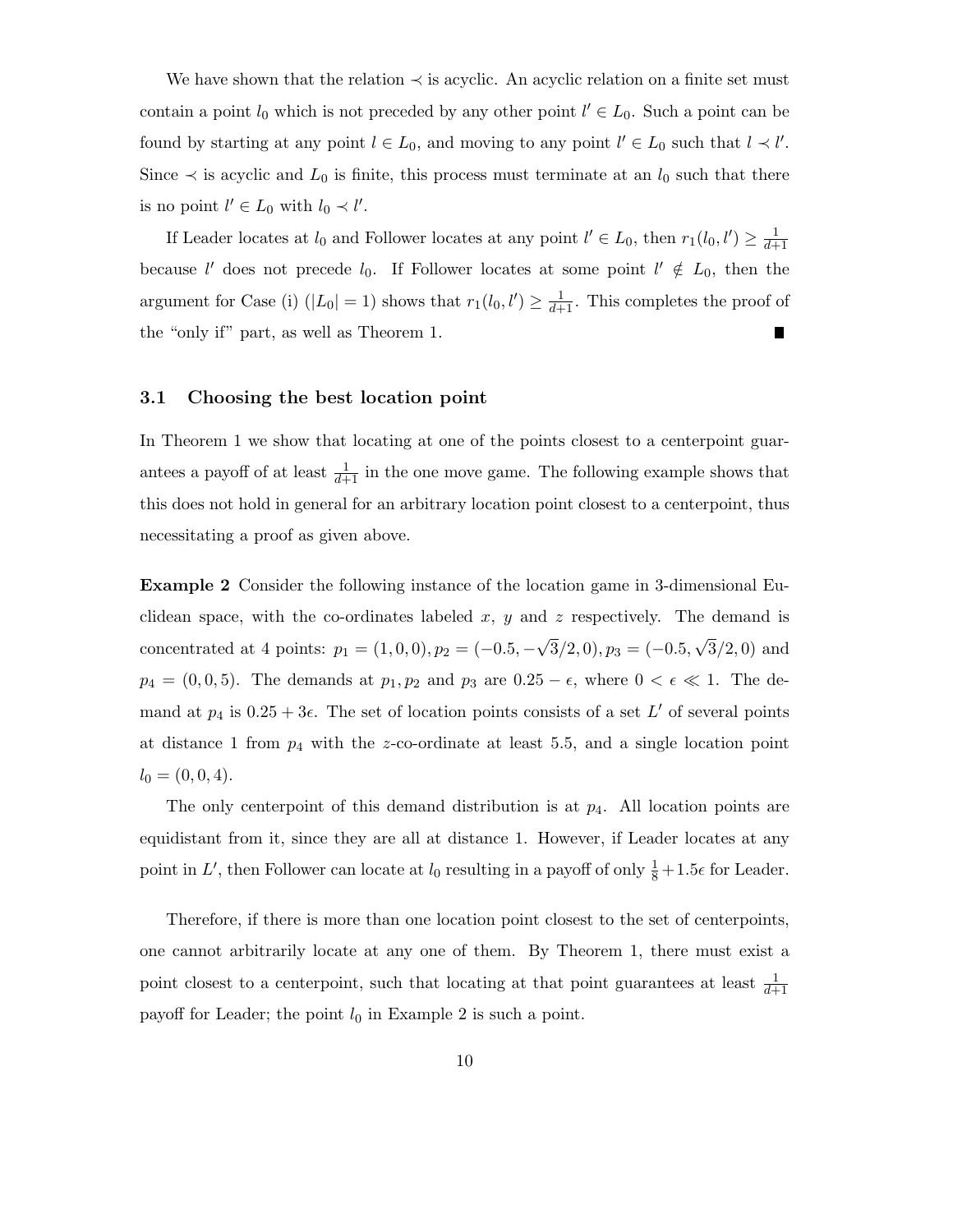We have shown that the relation $\prec$ is acyclic. An acyclic relation on a finite set must contain a point $l_0$ which is not preceded by any other point $l' \in L_0$. Such a point can be found by starting at any point $l \in L_0$, and moving to any point $l' \in L_0$ such that $l \prec l'$. Since $\prec$ is acyclic and $L_0$ is finite, this process must terminate at an $l_0$ such that there is no point $l' \in L_0$ with $l_0 \prec l'$.

If Leader locates at $l_0$ and Follower locates at any point $l' \in L_0$, then $r_1(l_0, l') \geq \frac{1}{d+1}$ because $l'$ does not precede $l_0$. If Follower locates at some point $l' \notin L_0$, then the argument for Case (i) ($|L_0| = 1$) shows that $r_1(l_0, l') \geq \frac{1}{d+1}$. This completes the proof of the "only if" part, as well as Theorem 1. ■

### 3.1 Choosing the best location point

In Theorem 1 we show that locating at one of the points closest to a centerpoint guarantees a payoff of at least $\frac{1}{d+1}$ in the one move game. The following example shows that this does not hold in general for an arbitrary location point closest to a centerpoint, thus necessitating a proof as given above.

**Example 2** Consider the following instance of the location game in 3-dimensional Euclidean space, with the co-ordinates labeled $x$, $y$ and $z$ respectively. The demand is concentrated at 4 points: $p_1 = (1, 0, 0), p_2 = (-0.5, -\sqrt{3}/2, 0), p_3 = (-0.5, \sqrt{3}/2, 0)$ and $p_4 = (0, 0, 5)$. The demands at $p_1, p_2$ and $p_3$ are $0.25 - \epsilon$, where $0 < \epsilon \ll 1$. The demand at $p_4$ is $0.25 + 3\epsilon$. The set of location points consists of a set $L'$ of several points at distance 1 from $p_4$ with the $z$-co-ordinate at least 5.5, and a single location point $l_0 = (0, 0, 4)$.

The only centerpoint of this demand distribution is at $p_4$. All location points are equidistant from it, since they are all at distance 1. However, if Leader locates at any point in $L'$, then Follower can locate at $l_0$ resulting in a payoff of only $\frac{1}{8} + 1.5\epsilon$ for Leader.

Therefore, if there is more than one location point closest to the set of centerpoints, one cannot arbitrarily locate at any one of them. By Theorem 1, there must exist a point closest to a centerpoint, such that locating at that point guarantees at least $\frac{1}{d+1}$ payoff for Leader; the point $l_0$ in Example 2 is such a point.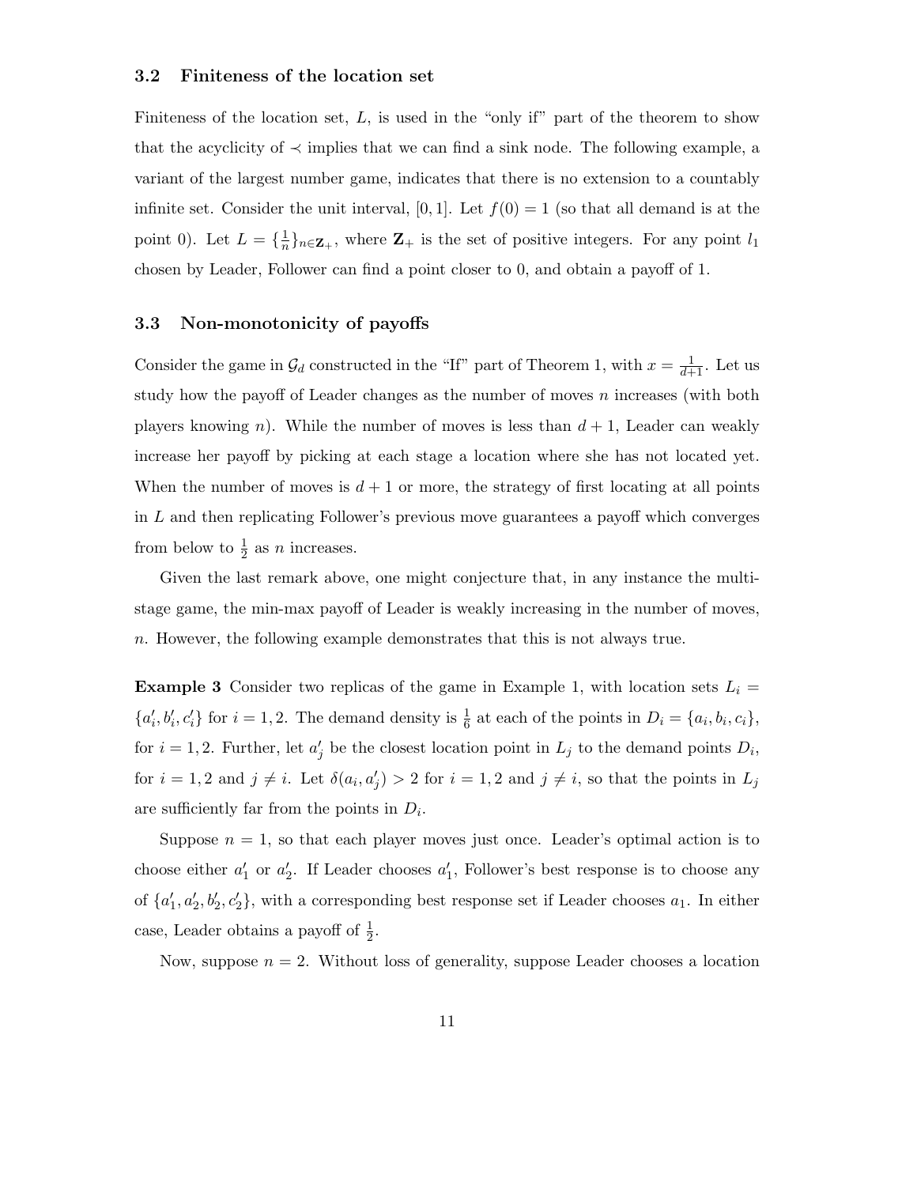### 3.2 Finiteness of the location set

Finiteness of the location set, $L$, is used in the "only if" part of the theorem to show that the acyclicity of $\prec$ implies that we can find a sink node. The following example, a variant of the largest number game, indicates that there is no extension to a countably infinite set. Consider the unit interval, $[0, 1]$. Let $f(0) = 1$ (so that all demand is at the point 0). Let $L = \{\frac{1}{n}\}_{n \in \mathbf{Z}_+}$, where $\mathbf{Z}_+$ is the set of positive integers. For any point $l_1$ chosen by Leader, Follower can find a point closer to 0, and obtain a payoff of 1.

### 3.3 Non-monotonicity of payoffs

Consider the game in $\mathcal{G}_d$ constructed in the "If" part of Theorem 1, with $x = \frac{1}{d+1}$. Let us study how the payoff of Leader changes as the number of moves $n$ increases (with both players knowing $n$). While the number of moves is less than $d + 1$, Leader can weakly increase her payoff by picking at each stage a location where she has not located yet. When the number of moves is $d + 1$ or more, the strategy of first locating at all points in $L$ and then replicating Follower's previous move guarantees a payoff which converges from below to $\frac{1}{2}$ as $n$ increases.

Given the last remark above, one might conjecture that, in any instance the multi-stage game, the min-max payoff of Leader is weakly increasing in the number of moves, $n$. However, the following example demonstrates that this is not always true.

**Example 3** Consider two replicas of the game in Example 1, with location sets $L_i = \{a'_i, b'_i, c'_i\}$ for $i = 1, 2$. The demand density is $\frac{1}{6}$ at each of the points in $D_i = \{a_i, b_i, c_i\}$, for $i = 1, 2$. Further, let $a'_j$ be the closest location point in $L_j$ to the demand points $D_i$, for $i = 1, 2$ and $j \neq i$. Let $\delta(a_i, a'_j) > 2$ for $i = 1, 2$ and $j \neq i$, so that the points in $L_j$ are sufficiently far from the points in $D_i$.

Suppose $n = 1$, so that each player moves just once. Leader's optimal action is to choose either $a'_1$ or $a'_2$. If Leader chooses $a'_1$, Follower's best response is to choose any of $\{a'_1, a'_2, b'_2, c'_2\}$, with a corresponding best response set if Leader chooses $a_1$. In either case, Leader obtains a payoff of $\frac{1}{2}$.

Now, suppose $n = 2$. Without loss of generality, suppose Leader chooses a location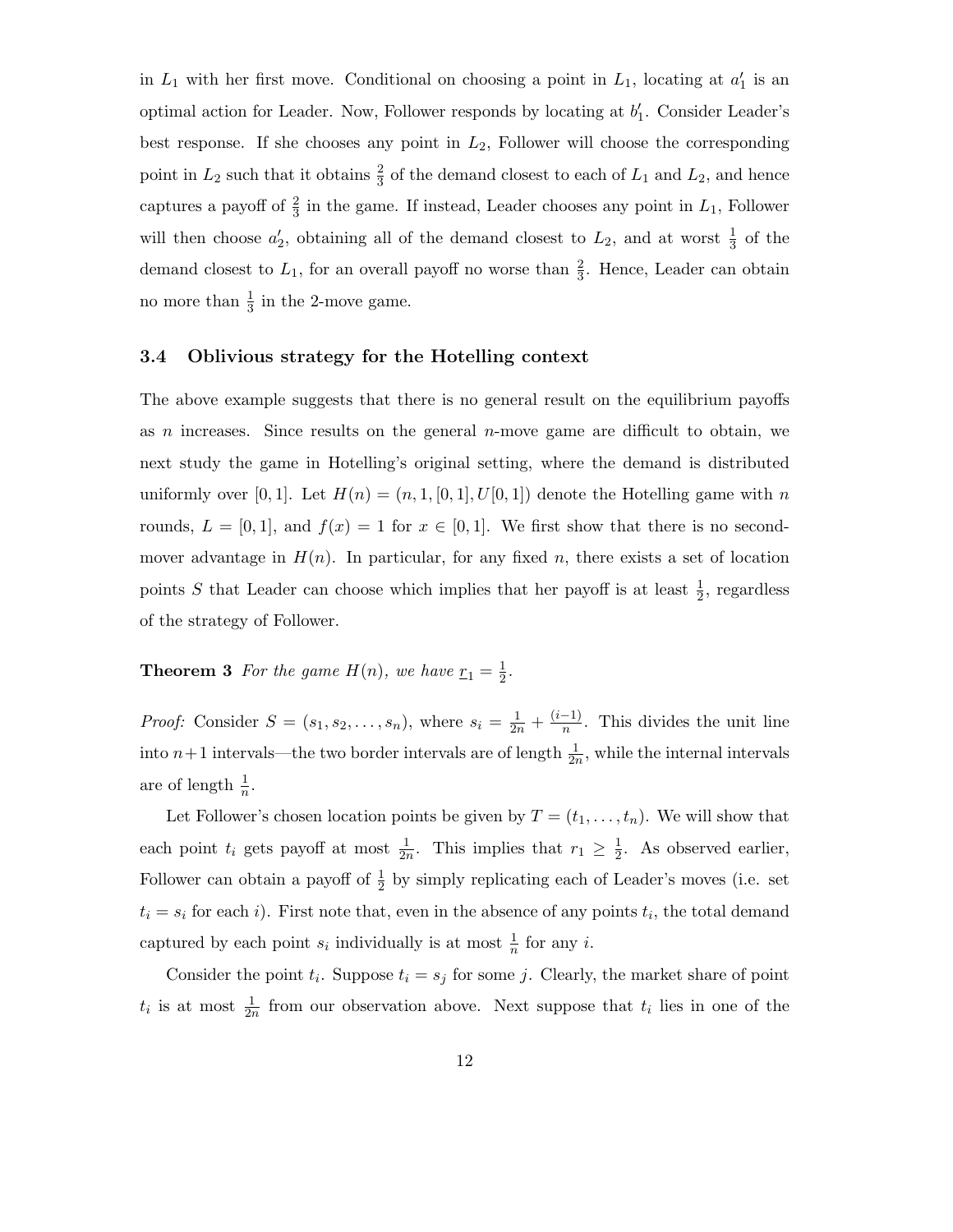in $L_1$ with her first move. Conditional on choosing a point in $L_1$, locating at $a'_1$ is an optimal action for Leader. Now, Follower responds by locating at $b'_1$. Consider Leader's best response. If she chooses any point in $L_2$, Follower will choose the corresponding point in $L_2$ such that it obtains $\frac{2}{3}$ of the demand closest to each of $L_1$ and $L_2$, and hence captures a payoff of $\frac{2}{3}$ in the game. If instead, Leader chooses any point in $L_1$, Follower will then choose $a'_2$, obtaining all of the demand closest to $L_2$, and at worst $\frac{1}{3}$ of the demand closest to $L_1$, for an overall payoff no worse than $\frac{2}{3}$. Hence, Leader can obtain no more than $\frac{1}{3}$ in the 2-move game.

### 3.4 Oblivious strategy for the Hotelling context

The above example suggests that there is no general result on the equilibrium payoffs as $n$ increases. Since results on the general $n$-move game are difficult to obtain, we next study the game in Hotelling's original setting, where the demand is distributed uniformly over $[0, 1]$. Let $H(n) = (n, 1, [0, 1], U[0, 1])$ denote the Hotelling game with $n$ rounds, $L = [0, 1]$, and $f(x) = 1$ for $x \in [0, 1]$. We first show that there is no second-mover advantage in $H(n)$. In particular, for any fixed $n$, there exists a set of location points $S$ that Leader can choose which implies that her payoff is at least $\frac{1}{2}$, regardless of the strategy of Follower.

**Theorem 3** *For the game $H(n)$, we have $\underline{r}_1 = \frac{1}{2}$.*

*Proof:* Consider $S = (s_1, s_2, \ldots, s_n)$, where $s_i = \frac{1}{2n} + \frac{(i-1)}{n}$. This divides the unit line into $n+1$ intervals—the two border intervals are of length $\frac{1}{2n}$, while the internal intervals are of length $\frac{1}{n}$.

Let Follower's chosen location points be given by $T = (t_1, \ldots, t_n)$. We will show that each point $t_i$ gets payoff at most $\frac{1}{2n}$. This implies that $r_1 \geq \frac{1}{2}$. As observed earlier, Follower can obtain a payoff of $\frac{1}{2}$ by simply replicating each of Leader's moves (i.e. set $t_i = s_i$ for each $i$). First note that, even in the absence of any points $t_i$, the total demand captured by each point $s_i$ individually is at most $\frac{1}{n}$ for any $i$.

Consider the point $t_i$. Suppose $t_i = s_j$ for some $j$. Clearly, the market share of point $t_i$ is at most $\frac{1}{2n}$ from our observation above. Next suppose that $t_i$ lies in one of the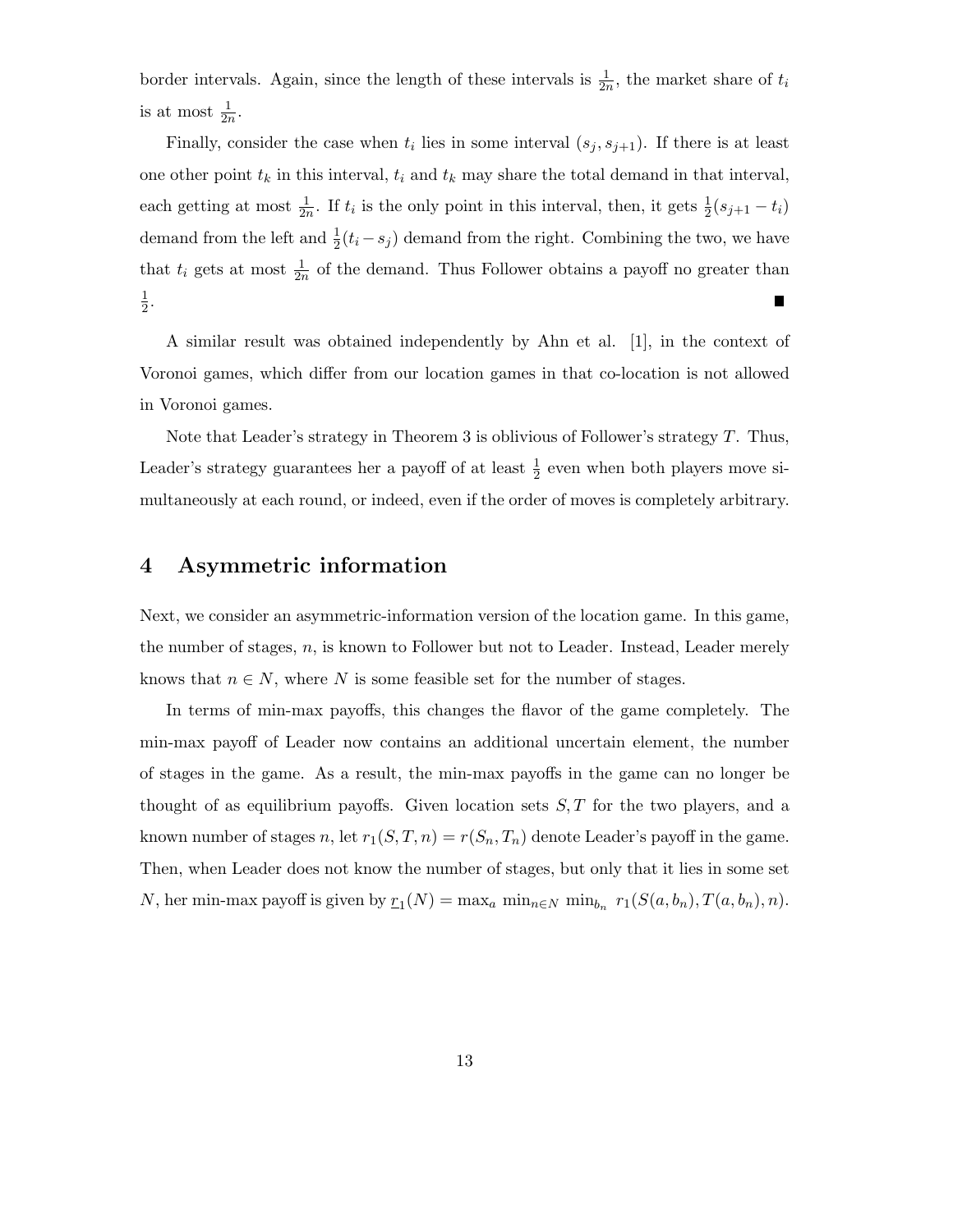border intervals. Again, since the length of these intervals is $\frac{1}{2n}$, the market share of $t_i$ is at most $\frac{1}{2n}$.

Finally, consider the case when $t_i$ lies in some interval $(s_j, s_{j+1})$. If there is at least one other point $t_k$ in this interval, $t_i$ and $t_k$ may share the total demand in that interval, each getting at most $\frac{1}{2n}$. If $t_i$ is the only point in this interval, then, it gets $\frac{1}{2}(s_{j+1} - t_i)$ demand from the left and $\frac{1}{2}(t_i - s_j)$ demand from the right. Combining the two, we have that $t_i$ gets at most $\frac{1}{2n}$ of the demand. Thus Follower obtains a payoff no greater than $\frac{1}{2}$. ∎

A similar result was obtained independently by Ahn et al. [1], in the context of Voronoi games, which differ from our location games in that co-location is not allowed in Voronoi games.

Note that Leader's strategy in Theorem 3 is oblivious of Follower's strategy $T$. Thus, Leader's strategy guarantees her a payoff of at least $\frac{1}{2}$ even when both players move simultaneously at each round, or indeed, even if the order of moves is completely arbitrary.

## 4 Asymmetric information

Next, we consider an asymmetric-information version of the location game. In this game, the number of stages, $n$, is known to Follower but not to Leader. Instead, Leader merely knows that $n \in N$, where $N$ is some feasible set for the number of stages.

In terms of min-max payoffs, this changes the flavor of the game completely. The min-max payoff of Leader now contains an additional uncertain element, the number of stages in the game. As a result, the min-max payoffs in the game can no longer be thought of as equilibrium payoffs. Given location sets $S, T$ for the two players, and a known number of stages $n$, let $r_1(S, T, n) = r(S_n, T_n)$ denote Leader's payoff in the game. Then, when Leader does not know the number of stages, but only that it lies in some set $N$, her min-max payoff is given by $\underline{r}_1(N) = \max_a \min_{n \in N} \min_{b_n} r_1(S(a, b_n), T(a, b_n), n)$.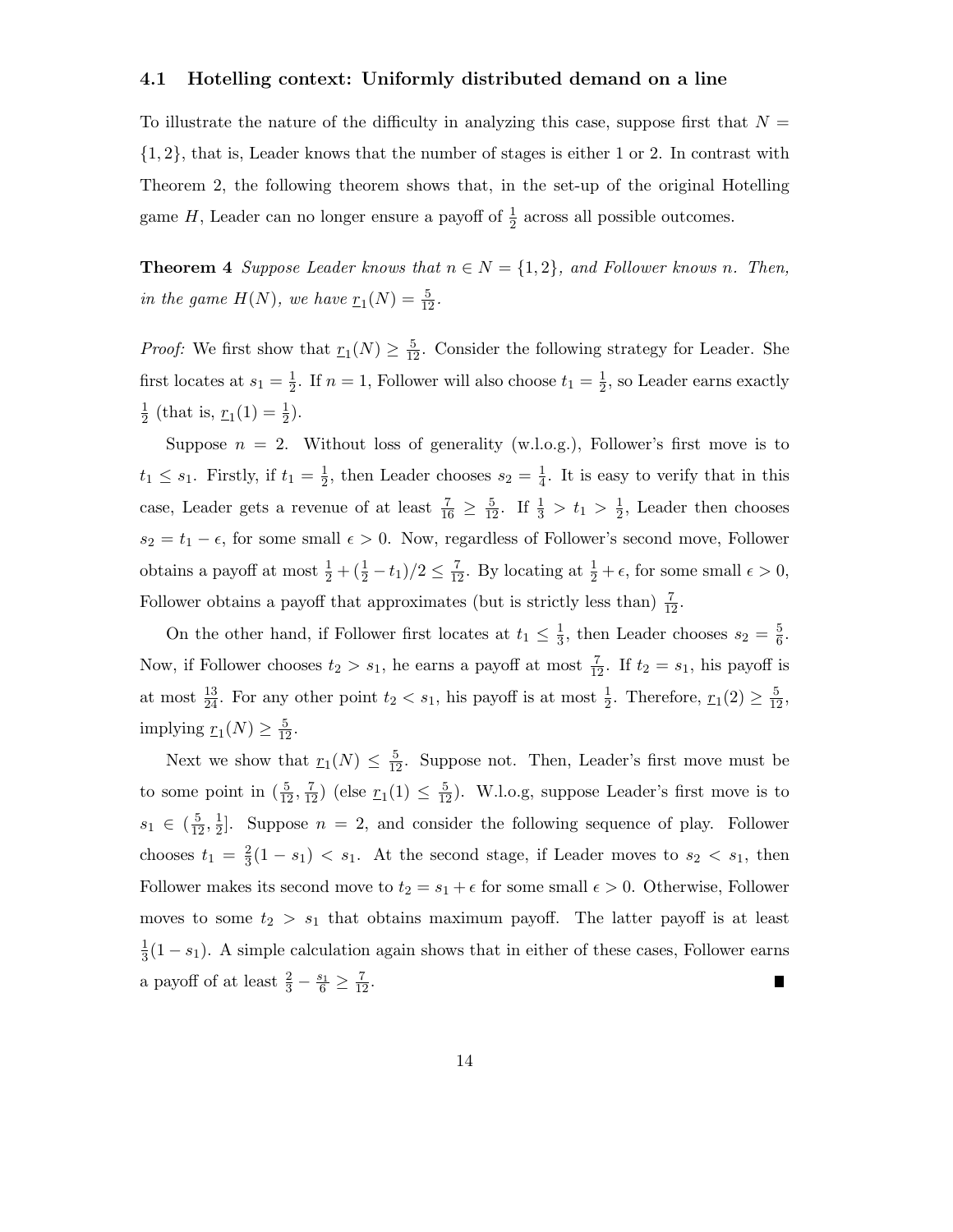### 4.1 Hotelling context: Uniformly distributed demand on a line

To illustrate the nature of the difficulty in analyzing this case, suppose first that $N = \{1, 2\}$, that is, Leader knows that the number of stages is either 1 or 2. In contrast with Theorem 2, the following theorem shows that, in the set-up of the original Hotelling game $H$, Leader can no longer ensure a payoff of $\frac{1}{2}$ across all possible outcomes.

**Theorem 4** *Suppose Leader knows that $n \in N = \{1, 2\}$, and Follower knows $n$. Then, in the game $H(N)$, we have $\underline{r}_1(N) = \frac{5}{12}$.*

*Proof:* We first show that $\underline{r}_1(N) \geq \frac{5}{12}$. Consider the following strategy for Leader. She first locates at $s_1 = \frac{1}{2}$. If $n = 1$, Follower will also choose $t_1 = \frac{1}{2}$, so Leader earns exactly $\frac{1}{2}$ (that is, $\underline{r}_1(1) = \frac{1}{2}$).

Suppose $n = 2$. Without loss of generality (w.l.o.g.), Follower's first move is to $t_1 \leq s_1$. Firstly, if $t_1 = \frac{1}{2}$, then Leader chooses $s_2 = \frac{1}{4}$. It is easy to verify that in this case, Leader gets a revenue of at least $\frac{7}{16} \geq \frac{5}{12}$. If $\frac{1}{3} > t_1 > \frac{1}{2}$, Leader then chooses $s_2 = t_1 - \epsilon$, for some small $\epsilon > 0$. Now, regardless of Follower's second move, Follower obtains a payoff at most $\frac{1}{2} + (\frac{1}{2} - t_1)/2 \leq \frac{7}{12}$. By locating at $\frac{1}{2} + \epsilon$, for some small $\epsilon > 0$, Follower obtains a payoff that approximates (but is strictly less than) $\frac{7}{12}$.

On the other hand, if Follower first locates at $t_1 \leq \frac{1}{3}$, then Leader chooses $s_2 = \frac{5}{6}$. Now, if Follower chooses $t_2 > s_1$, he earns a payoff at most $\frac{7}{12}$. If $t_2 = s_1$, his payoff is at most $\frac{13}{24}$. For any other point $t_2 < s_1$, his payoff is at most $\frac{1}{2}$. Therefore, $\underline{r}_1(2) \geq \frac{5}{12}$, implying $\underline{r}_1(N) \geq \frac{5}{12}$.

Next we show that $\underline{r}_1(N) \leq \frac{5}{12}$. Suppose not. Then, Leader's first move must be to some point in $(\frac{5}{12}, \frac{7}{12})$ (else $\underline{r}_1(1) \leq \frac{5}{12}$). W.l.o.g, suppose Leader's first move is to $s_1 \in (\frac{5}{12}, \frac{1}{2}]$. Suppose $n = 2$, and consider the following sequence of play. Follower chooses $t_1 = \frac{2}{3}(1 - s_1) < s_1$. At the second stage, if Leader moves to $s_2 < s_1$, then Follower makes its second move to $t_2 = s_1 + \epsilon$ for some small $\epsilon > 0$. Otherwise, Follower moves to some $t_2 > s_1$ that obtains maximum payoff. The latter payoff is at least $\frac{1}{3}(1 - s_1)$. A simple calculation again shows that in either of these cases, Follower earns a payoff of at least $\frac{2}{3} - \frac{s_1}{6} \geq \frac{7}{12}$. ∎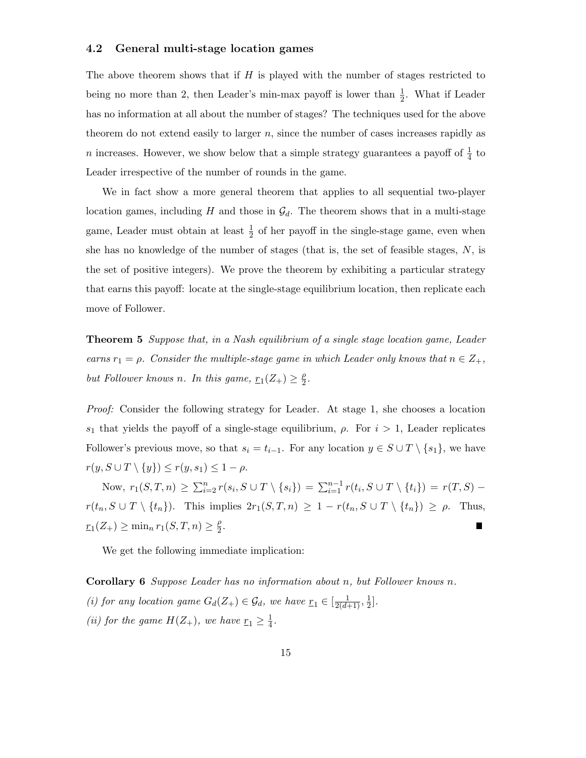### 4.2 General multi-stage location games

The above theorem shows that if $H$ is played with the number of stages restricted to being no more than 2, then Leader's min-max payoff is lower than $\frac{1}{2}$. What if Leader has no information at all about the number of stages? The techniques used for the above theorem do not extend easily to larger $n$, since the number of cases increases rapidly as $n$ increases. However, we show below that a simple strategy guarantees a payoff of $\frac{1}{4}$ to Leader irrespective of the number of rounds in the game.

We in fact show a more general theorem that applies to all sequential two-player location games, including $H$ and those in $\mathcal{G}_d$. The theorem shows that in a multi-stage game, Leader must obtain at least $\frac{1}{2}$ of her payoff in the single-stage game, even when she has no knowledge of the number of stages (that is, the set of feasible stages, $N$, is the set of positive integers). We prove the theorem by exhibiting a particular strategy that earns this payoff: locate at the single-stage equilibrium location, then replicate each move of Follower.

**Theorem 5** *Suppose that, in a Nash equilibrium of a single stage location game, Leader earns $r_1 = \rho$. Consider the multiple-stage game in which Leader only knows that $n \in Z_+$, but Follower knows $n$. In this game, $\underline{r}_1(Z_+) \geq \frac{\rho}{2}$.*

*Proof:* Consider the following strategy for Leader. At stage 1, she chooses a location $s_1$ that yields the payoff of a single-stage equilibrium, $\rho$. For $i > 1$, Leader replicates Follower's previous move, so that $s_i = t_{i-1}$. For any location $y \in S \cup T \setminus \{s_1\}$, we have $r(y, S \cup T \setminus \{y\}) \leq r(y, s_1) \leq 1 - \rho$.

Now, $r_1(S,T,n) \geq \sum_{i=2}^{n} r(s_i, S \cup T \setminus \{s_i\}) = \sum_{i=1}^{n-1} r(t_i, S \cup T \setminus \{t_i\}) = r(T,S) - r(t_n, S \cup T \setminus \{t_n\})$. This implies $2r_1(S,T,n) \geq 1 - r(t_n, S \cup T \setminus \{t_n\}) \geq \rho$. Thus, $\underline{r}_1(Z_+) \geq \min_n r_1(S,T,n) \geq \frac{\rho}{2}$. ■

We get the following immediate implication:

**Corollary 6** *Suppose Leader has no information about $n$, but Follower knows $n$.*
*(i) for any location game $G_d(Z_+) \in \mathcal{G}_d$, we have $\underline{r}_1 \in [\frac{1}{2(d+1)}, \frac{1}{2}]$.*
*(ii) for the game $H(Z_+)$, we have $\underline{r}_1 \geq \frac{1}{4}$.*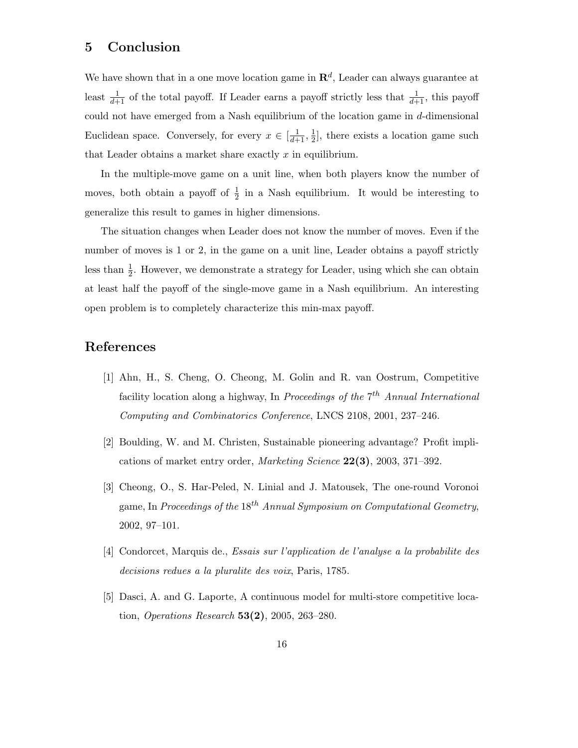## 5 Conclusion

We have shown that in a one move location game in $\mathbf{R}^d$, Leader can always guarantee at least $\frac{1}{d+1}$ of the total payoff. If Leader earns a payoff strictly less that $\frac{1}{d+1}$, this payoff could not have emerged from a Nash equilibrium of the location game in $d$-dimensional Euclidean space. Conversely, for every $x \in [\frac{1}{d+1}, \frac{1}{2}]$, there exists a location game such that Leader obtains a market share exactly $x$ in equilibrium.

In the multiple-move game on a unit line, when both players know the number of moves, both obtain a payoff of $\frac{1}{2}$ in a Nash equilibrium. It would be interesting to generalize this result to games in higher dimensions.

The situation changes when Leader does not know the number of moves. Even if the number of moves is 1 or 2, in the game on a unit line, Leader obtains a payoff strictly less than $\frac{1}{2}$. However, we demonstrate a strategy for Leader, using which she can obtain at least half the payoff of the single-move game in a Nash equilibrium. An interesting open problem is to completely characterize this min-max payoff.

## References

[1] Ahn, H., S. Cheng, O. Cheong, M. Golin and R. van Oostrum, Competitive facility location along a highway, In *Proceedings of the* $7^{th}$ *Annual International Computing and Combinatorics Conference*, LNCS 2108, 2001, 237–246.

[2] Boulding, W. and M. Christen, Sustainable pioneering advantage? Profit implications of market entry order, *Marketing Science* **22(3)**, 2003, 371–392.

[3] Cheong, O., S. Har-Peled, N. Linial and J. Matousek, The one-round Voronoi game, In *Proceedings of the* $18^{th}$ *Annual Symposium on Computational Geometry*, 2002, 97–101.

[4] Condorcet, Marquis de., *Essais sur l'application de l'analyse a la probabilite des decisions redues a la pluralite des voix*, Paris, 1785.

[5] Dasci, A. and G. Laporte, A continuous model for multi-store competitive location, *Operations Research* **53(2)**, 2005, 263–280.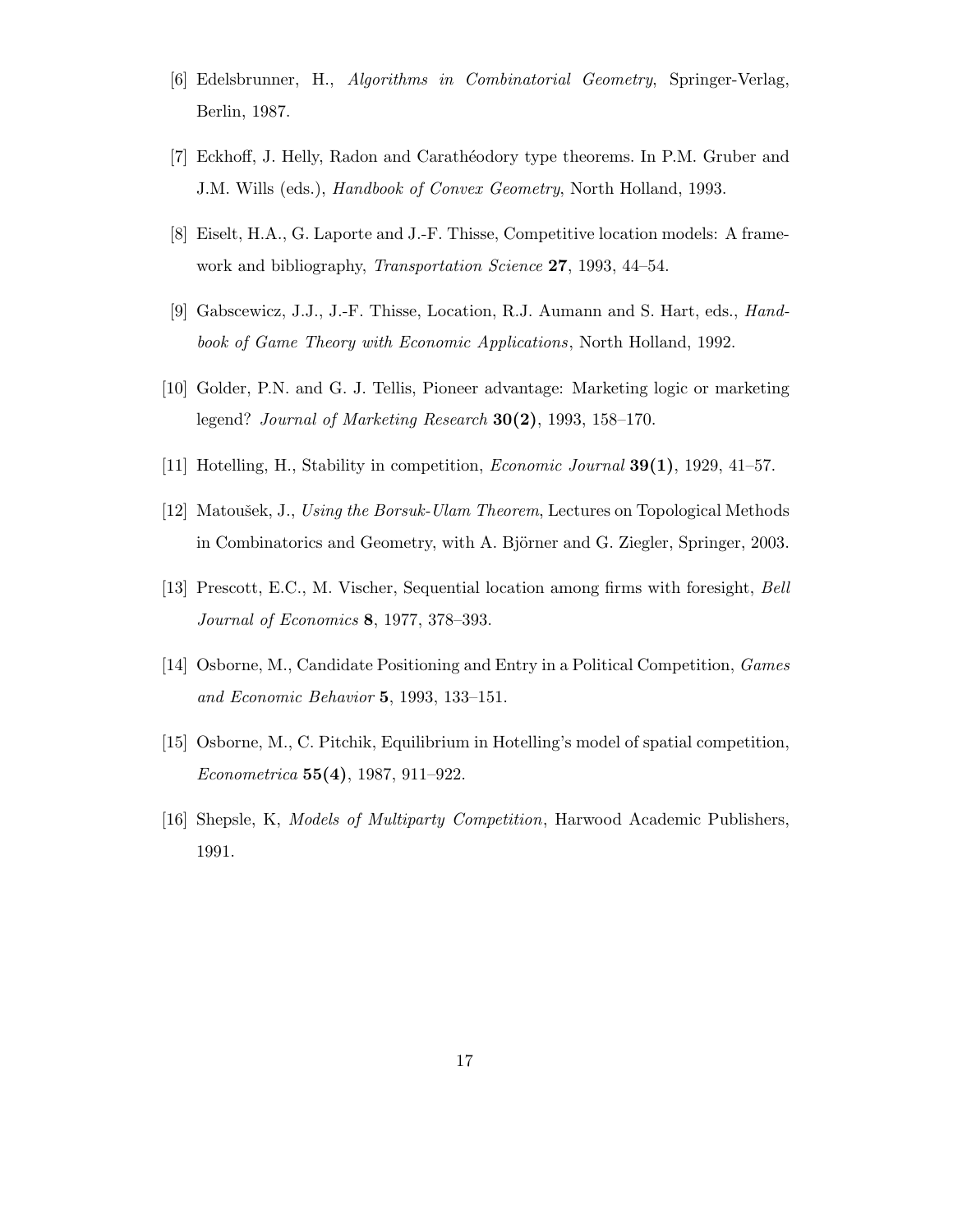[6] Edelsbrunner, H., *Algorithms in Combinatorial Geometry*, Springer-Verlag, Berlin, 1987.

[7] Eckhoff, J. Helly, Radon and Carathéodory type theorems. In P.M. Gruber and J.M. Wills (eds.), *Handbook of Convex Geometry*, North Holland, 1993.

[8] Eiselt, H.A., G. Laporte and J.-F. Thisse, Competitive location models: A framework and bibliography, *Transportation Science* **27**, 1993, 44–54.

[9] Gabscewicz, J.J., J.-F. Thisse, Location, R.J. Aumann and S. Hart, eds., *Handbook of Game Theory with Economic Applications*, North Holland, 1992.

[10] Golder, P.N. and G. J. Tellis, Pioneer advantage: Marketing logic or marketing legend? *Journal of Marketing Research* **30(2)**, 1993, 158–170.

[11] Hotelling, H., Stability in competition, *Economic Journal* **39(1)**, 1929, 41–57.

[12] Matoušek, J., *Using the Borsuk-Ulam Theorem*, Lectures on Topological Methods in Combinatorics and Geometry, with A. Björner and G. Ziegler, Springer, 2003.

[13] Prescott, E.C., M. Vischer, Sequential location among firms with foresight, *Bell Journal of Economics* **8**, 1977, 378–393.

[14] Osborne, M., Candidate Positioning and Entry in a Political Competition, *Games and Economic Behavior* **5**, 1993, 133–151.

[15] Osborne, M., C. Pitchik, Equilibrium in Hotelling's model of spatial competition, *Econometrica* **55(4)**, 1987, 911–922.

[16] Shepsle, K, *Models of Multiparty Competition*, Harwood Academic Publishers, 1991.